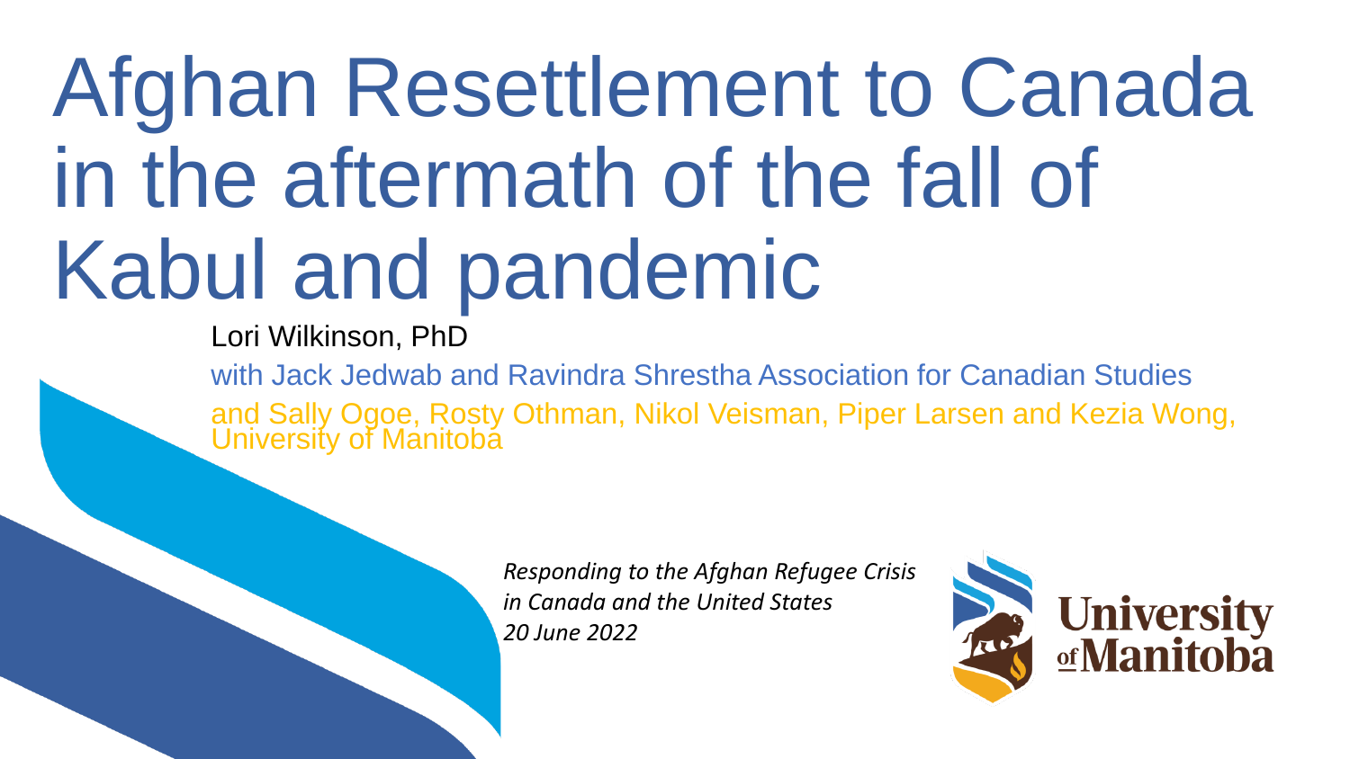# Afghan Resettlement to Canada in the aftermath of the fall of Kabul and pandemic

Lori Wilkinson, PhD

with Jack Jedwab and Ravindra Shrestha Association for Canadian Studies

and Sally Ogoe, Rosty Othman, Nikol Veisman, Piper Larsen and Kezia Wong, University of Manitoba

*Responding to the Afghan Refugee Crisis in Canada and the United States*
*20 June 2022*

University of Manitoba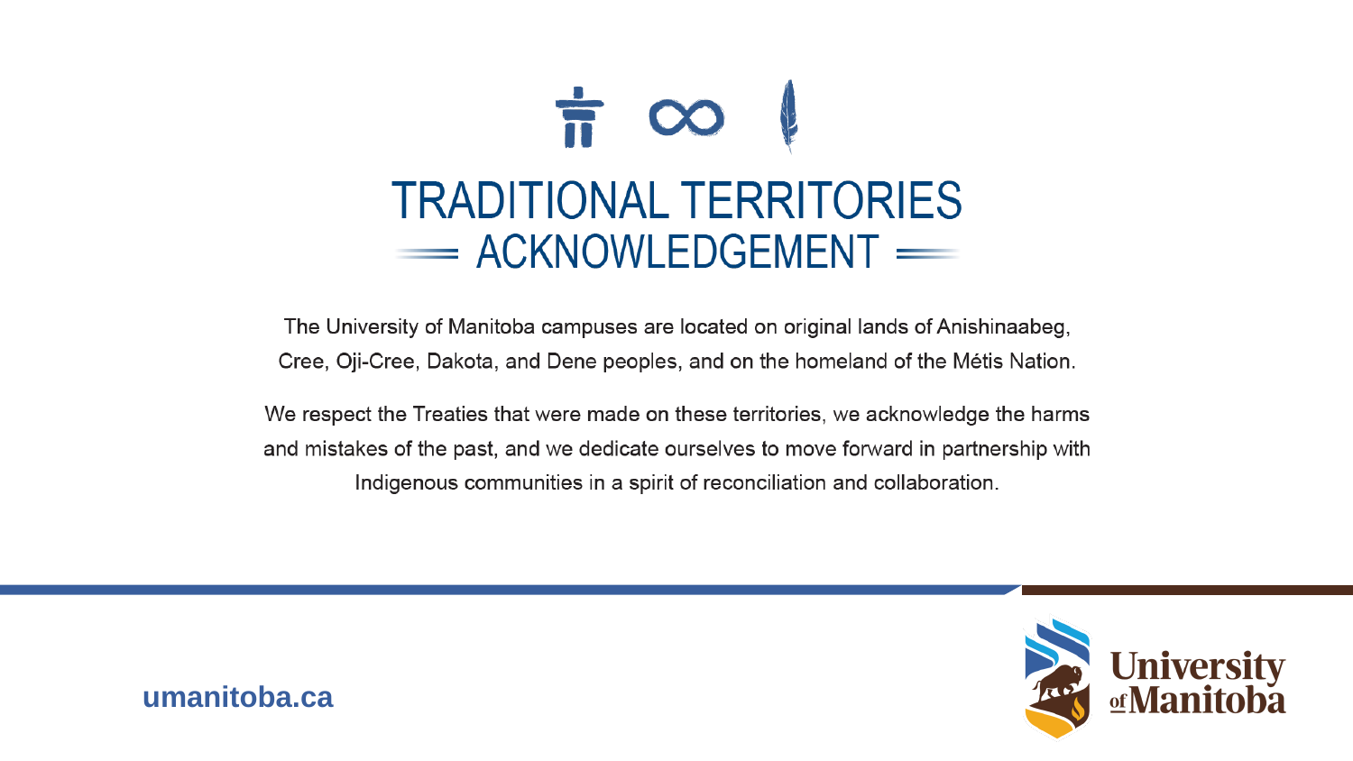# TRADITIONAL TERRITORIES ACKNOWLEDGEMENT

The University of Manitoba campuses are located on original lands of Anishinaabeg, Cree, Oji-Cree, Dakota, and Dene peoples, and on the homeland of the Métis Nation.

We respect the Treaties that were made on these territories, we acknowledge the harms and mistakes of the past, and we dedicate ourselves to move forward in partnership with Indigenous communities in a spirit of reconciliation and collaboration.

**umanitoba.ca**

University of Manitoba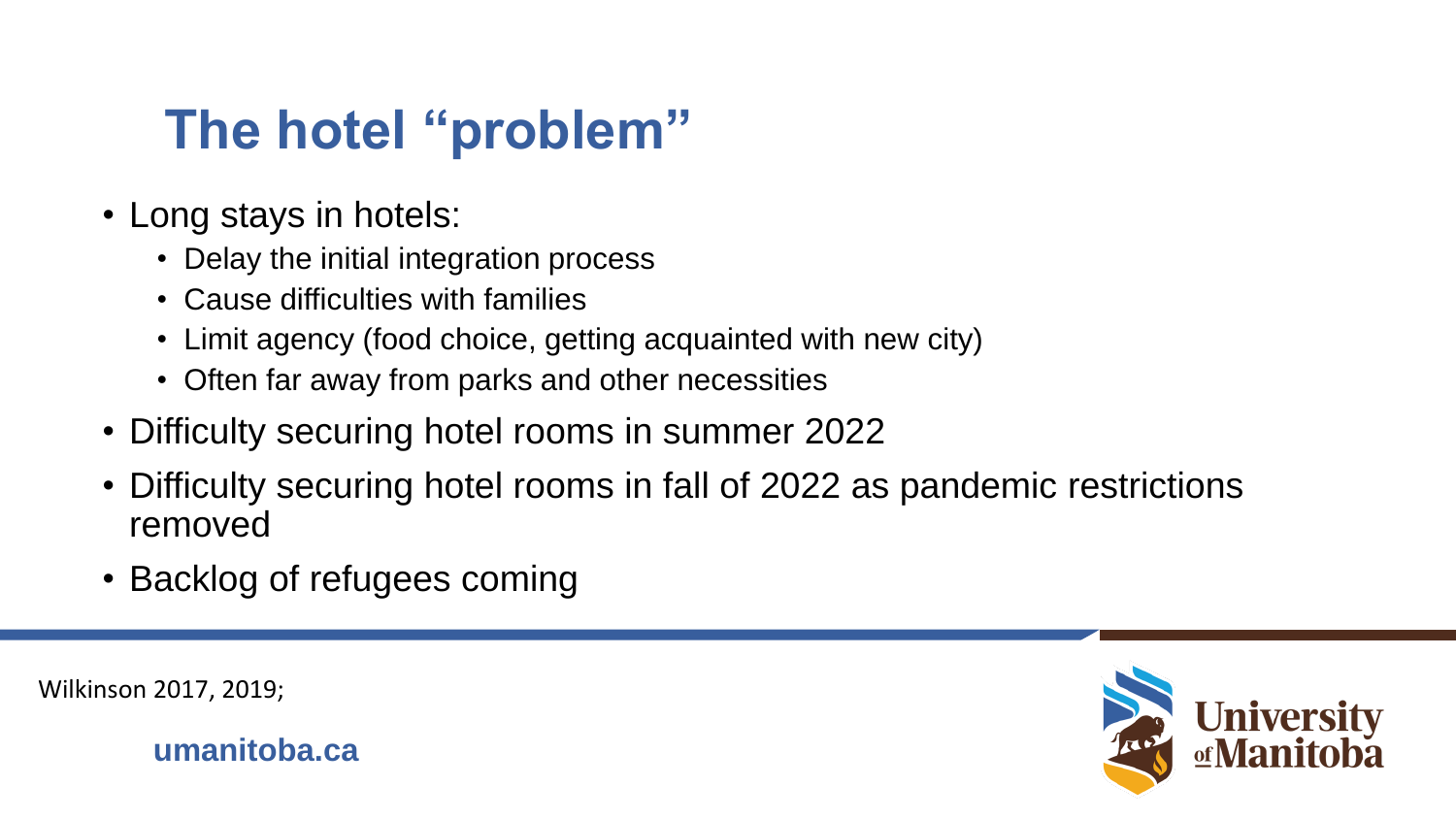# The hotel "problem"

- Long stays in hotels:
  - Delay the initial integration process
  - Cause difficulties with families
  - Limit agency (food choice, getting acquainted with new city)
  - Often far away from parks and other necessities
- Difficulty securing hotel rooms in summer 2022
- Difficulty securing hotel rooms in fall of 2022 as pandemic restrictions removed
- Backlog of refugees coming

Wilkinson 2017, 2019;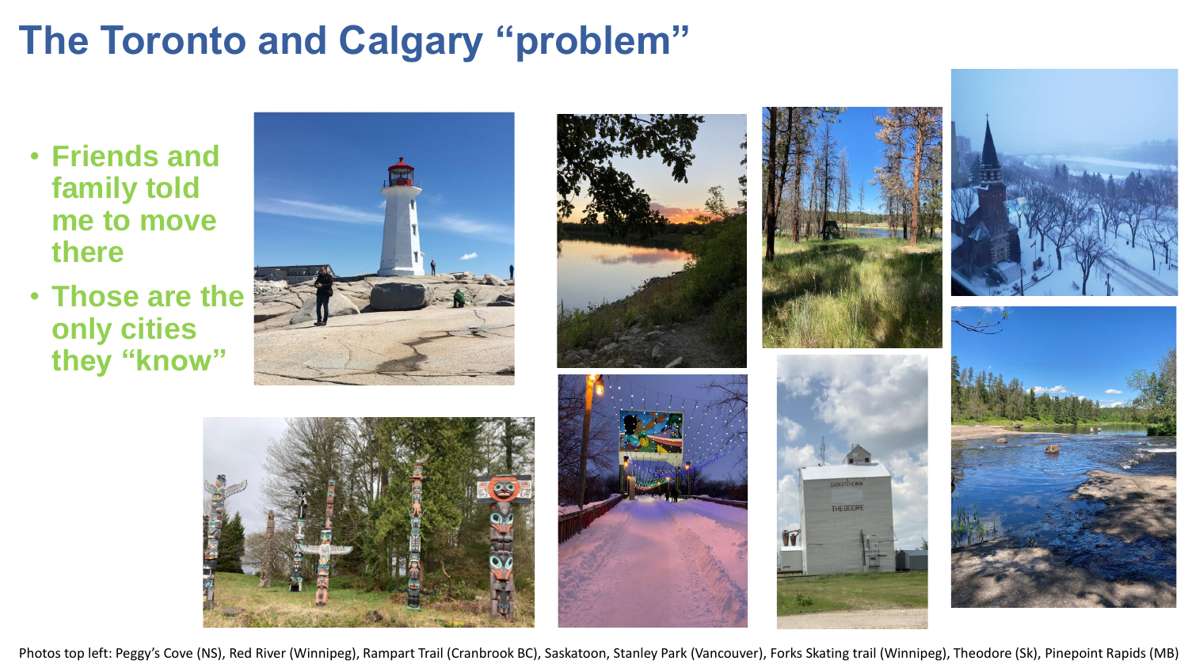# The Toronto and Calgary "problem"

- **Friends and family told me to move there**
- **Those are the only cities they "know"**

Photos top left: Peggy's Cove (NS), Red River (Winnipeg), Rampart Trail (Cranbrook BC), Saskatoon, Stanley Park (Vancouver), Forks Skating trail (Winnipeg), Theodore (Sk), Pinepoint Rapids (MB)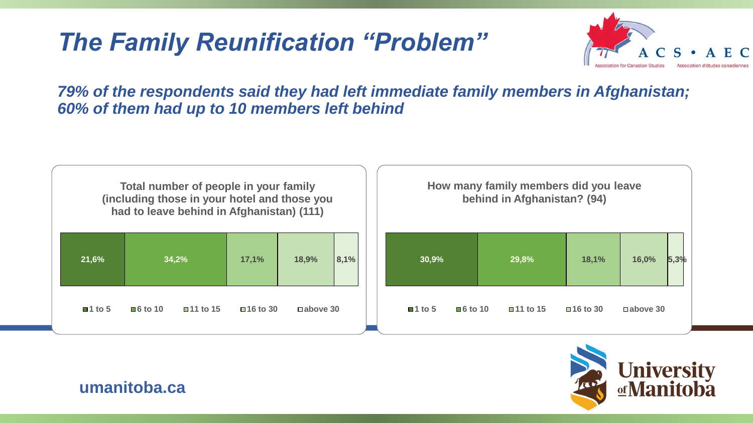# *The Family Reunification "Problem"*

***79% of the respondents said they had left immediate family members in Afghanistan; 60% of them had up to 10 members left behind***

**Total number of people in your family (including those in your hotel and those you had to leave behind in Afghanistan) (111)**

| 1 to 5 | 6 to 10 | 11 to 15 | 16 to 30 | above 30 |
|---|---|---|---|---|
| 21,6% | 34,2% | 17,1% | 18,9% | 8,1% |

**How many family members did you leave behind in Afghanistan? (94)**

| 1 to 5 | 6 to 10 | 11 to 15 | 16 to 30 | above 30 |
|---|---|---|---|---|
| 30,9% | 29,8% | 18,1% | 16,0% | 5,3% |

umanitoba.ca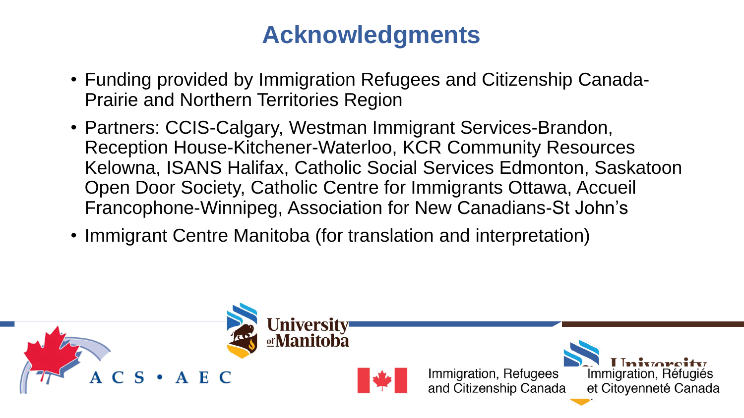# Acknowledgments

- Funding provided by Immigration Refugees and Citizenship Canada-Prairie and Northern Territories Region
- Partners: CCIS-Calgary, Westman Immigrant Services-Brandon, Reception House-Kitchener-Waterloo, KCR Community Resources Kelowna, ISANS Halifax, Catholic Social Services Edmonton, Saskatoon Open Door Society, Catholic Centre for Immigrants Ottawa, Accueil Francophone-Winnipeg, Association for New Canadians-St John's
- Immigrant Centre Manitoba (for translation and interpretation)

ACS • AEC

University of Manitoba

Immigration, Refugees and Citizenship Canada

Immigration, Réfugiés et Citoyenneté Canada